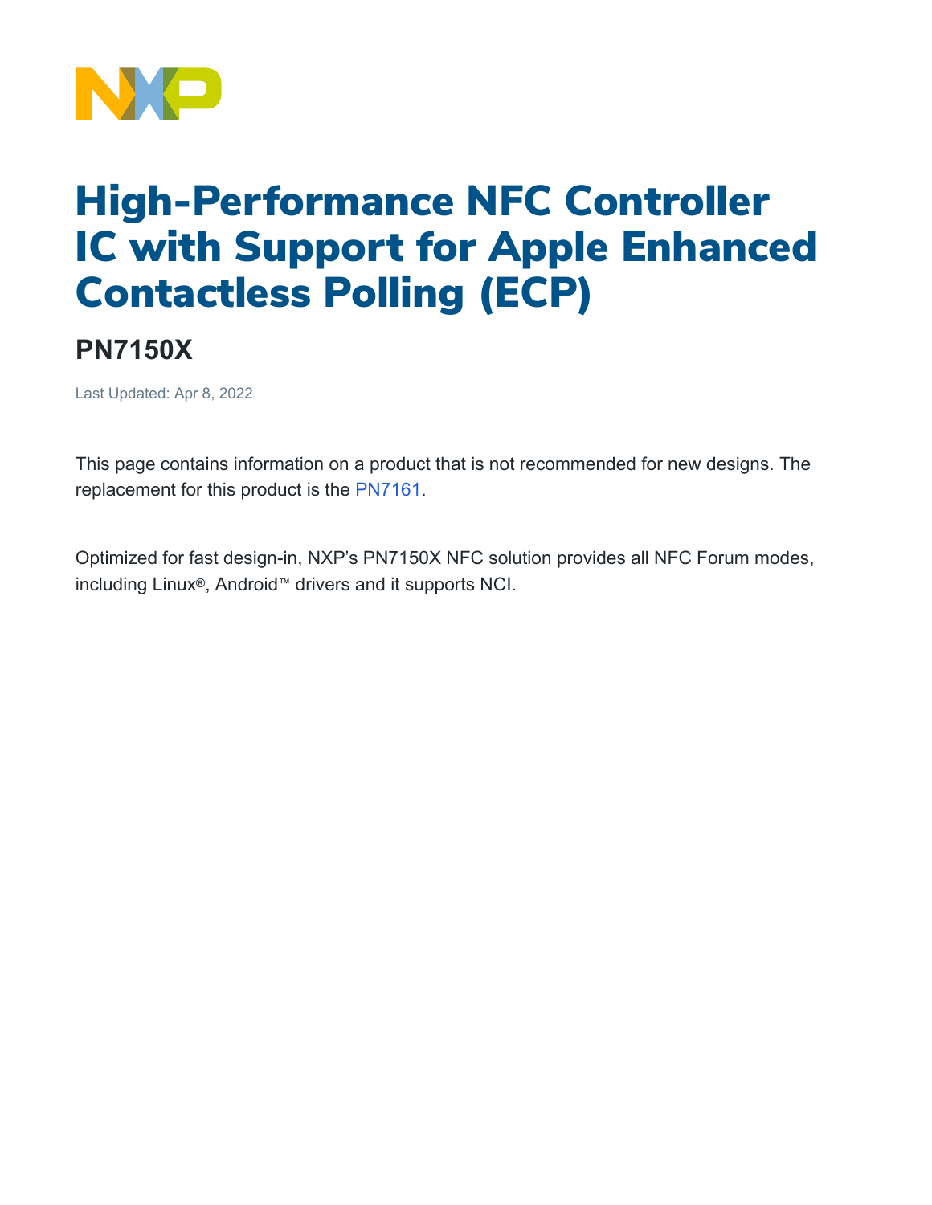# High-Performance NFC Controller IC with Support for Apple Enhanced Contactless Polling (ECP)

## PN7150X

Last Updated: Apr 8, 2022

This page contains information on a product that is not recommended for new designs. The replacement for this product is the PN7161.

Optimized for fast design-in, NXP's PN7150X NFC solution provides all NFC Forum modes, including Linux®, Android™ drivers and it supports NCI.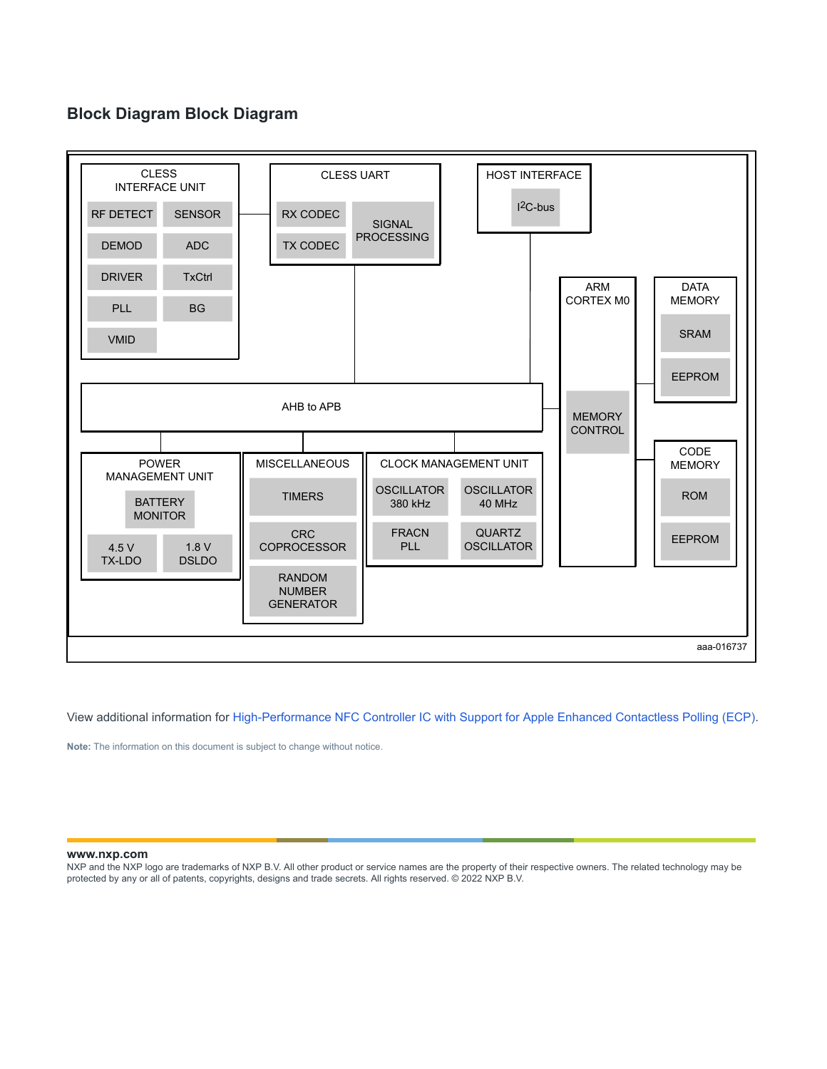## Block Diagram Block Diagram

CLESS INTERFACE UNIT

RF DETECT

SENSOR

DEMOD

ADC

DRIVER

TxCtrl

PLL

BG

VMID

CLESS UART

RX CODEC

TX CODEC

SIGNAL PROCESSING

HOST INTERFACE

$I^2C$-bus

ARM CORTEX M0

MEMORY CONTROL

DATA MEMORY

SRAM

EEPROM

AHB to APB

CODE MEMORY

ROM

EEPROM

POWER MANAGEMENT UNIT

BATTERY MONITOR

4.5 V TX-LDO

1.8 V DSLDO

MISCELLANEOUS

TIMERS

CRC COPROCESSOR

RANDOM NUMBER GENERATOR

CLOCK MANAGEMENT UNIT

OSCILLATOR 380 kHz

OSCILLATOR 40 MHz

FRACN PLL

QUARTZ OSCILLATOR

aaa-016737

View additional information for High-Performance NFC Controller IC with Support for Apple Enhanced Contactless Polling (ECP).

**Note:** The information on this document is subject to change without notice.

**www.nxp.com**

NXP and the NXP logo are trademarks of NXP B.V. All other product or service names are the property of their respective owners. The related technology may be protected by any or all of patents, copyrights, designs and trade secrets. All rights reserved. © 2022 NXP B.V.